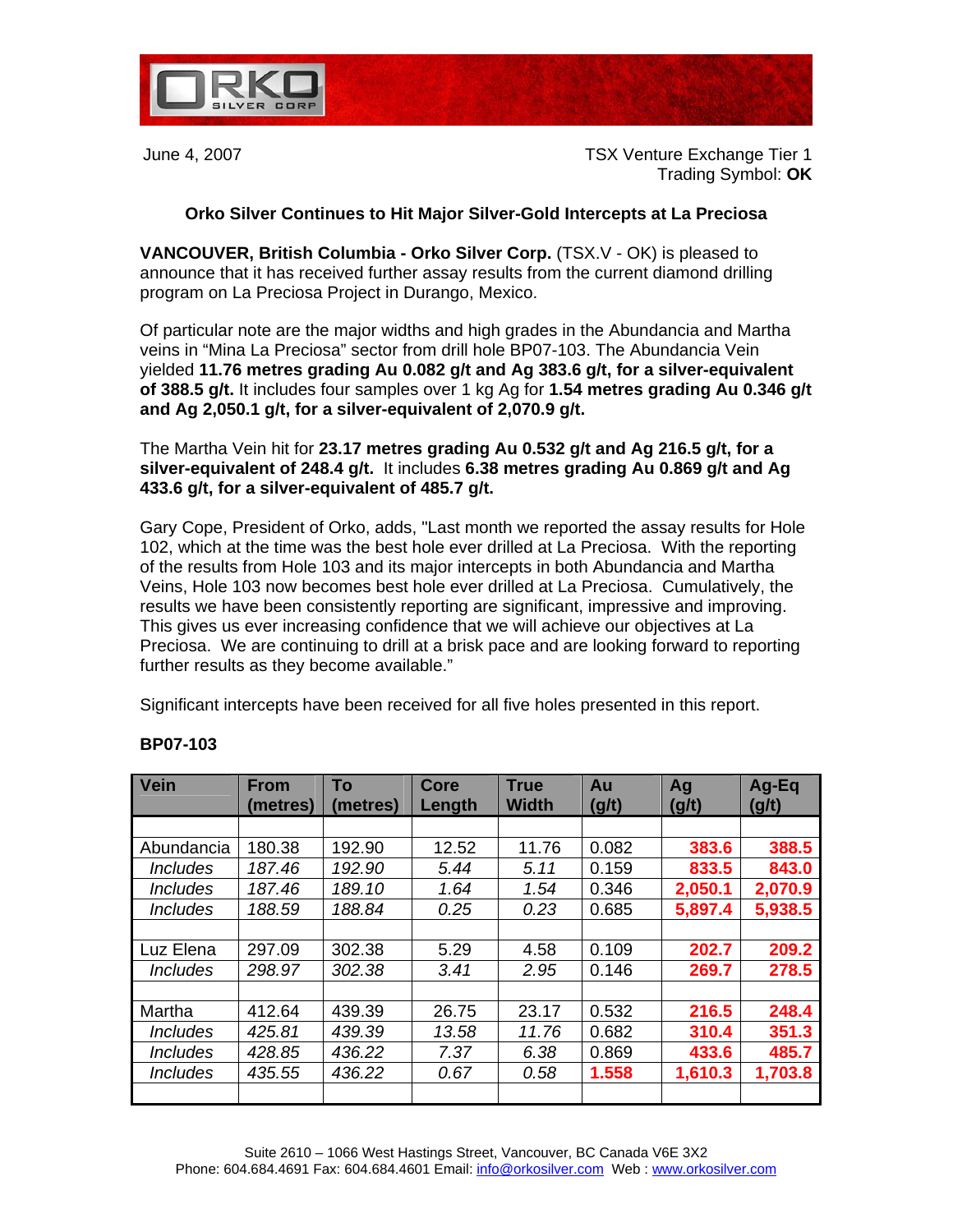ORKO SILVER CORP

June 4, 2007

TSX Venture Exchange Tier 1
Trading Symbol: **OK**

## Orko Silver Continues to Hit Major Silver-Gold Intercepts at La Preciosa

**VANCOUVER, British Columbia - Orko Silver Corp.** (TSX.V - OK) is pleased to announce that it has received further assay results from the current diamond drilling program on La Preciosa Project in Durango, Mexico.

Of particular note are the major widths and high grades in the Abundancia and Martha veins in "Mina La Preciosa" sector from drill hole BP07-103. The Abundancia Vein yielded **11.76 metres grading Au 0.082 g/t and Ag 383.6 g/t, for a silver-equivalent of 388.5 g/t.** It includes four samples over 1 kg Ag for **1.54 metres grading Au 0.346 g/t and Ag 2,050.1 g/t, for a silver-equivalent of 2,070.9 g/t.**

The Martha Vein hit for **23.17 metres grading Au 0.532 g/t and Ag 216.5 g/t, for a silver-equivalent of 248.4 g/t.** It includes **6.38 metres grading Au 0.869 g/t and Ag 433.6 g/t, for a silver-equivalent of 485.7 g/t.**

Gary Cope, President of Orko, adds, "Last month we reported the assay results for Hole 102, which at the time was the best hole ever drilled at La Preciosa. With the reporting of the results from Hole 103 and its major intercepts in both Abundancia and Martha Veins, Hole 103 now becomes best hole ever drilled at La Preciosa. Cumulatively, the results we have been consistently reporting are significant, impressive and improving. This gives us ever increasing confidence that we will achieve our objectives at La Preciosa. We are continuing to drill at a brisk pace and are looking forward to reporting further results as they become available."

Significant intercepts have been received for all five holes presented in this report.

**BP07-103**

| Vein | From (metres) | To (metres) | Core Length | True Width | Au (g/t) | Ag (g/t) | Ag-Eq (g/t) |
|---|---|---|---|---|---|---|---|
| Abundancia | 180.38 | 192.90 | 12.52 | 11.76 | 0.082 | **383.6** | **388.5** |
| *Includes* | *187.46* | *192.90* | *5.44* | *5.11* | 0.159 | **833.5** | **843.0** |
| *Includes* | *187.46* | *189.10* | *1.64* | *1.54* | 0.346 | **2,050.1** | **2,070.9** |
| *Includes* | *188.59* | *188.84* | *0.25* | *0.23* | 0.685 | **5,897.4** | **5,938.5** |
| | | | | | | | |
| Luz Elena | 297.09 | 302.38 | 5.29 | 4.58 | 0.109 | **202.7** | **209.2** |
| *Includes* | *298.97* | *302.38* | *3.41* | *2.95* | 0.146 | **269.7** | **278.5** |
| | | | | | | | |
| Martha | 412.64 | 439.39 | 26.75 | 23.17 | 0.532 | **216.5** | **248.4** |
| *Includes* | *425.81* | *439.39* | *13.58* | *11.76* | 0.682 | **310.4** | **351.3** |
| *Includes* | *428.85* | *436.22* | *7.37* | *6.38* | 0.869 | **433.6** | **485.7** |
| *Includes* | *435.55* | *436.22* | *0.67* | *0.58* | **1.558** | **1,610.3** | **1,703.8** |

Suite 2610 – 1066 West Hastings Street, Vancouver, BC Canada V6E 3X2
Phone: 604.684.4691 Fax: 604.684.4601 Email: info@orkosilver.com Web : www.orkosilver.com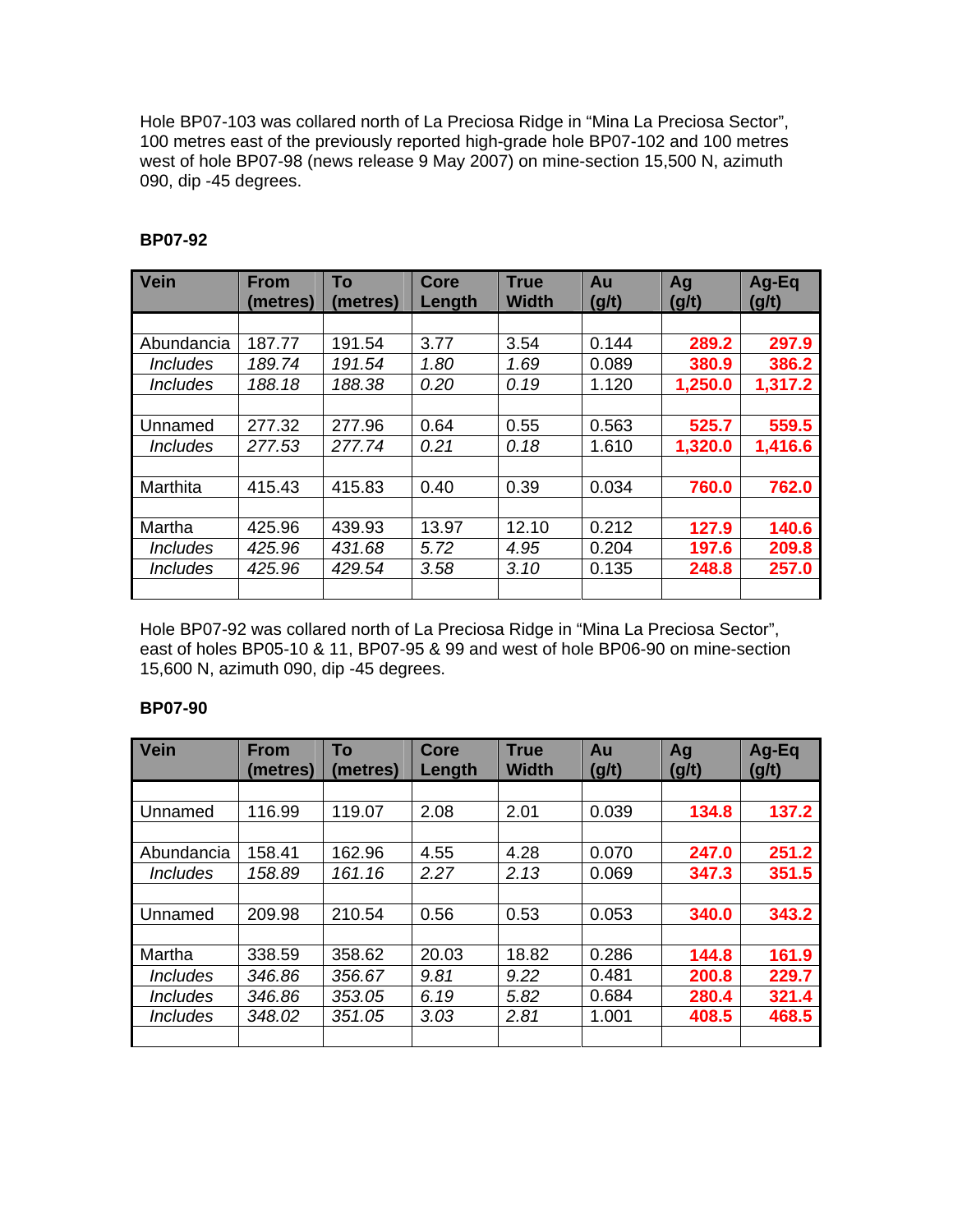Hole BP07-103 was collared north of La Preciosa Ridge in "Mina La Preciosa Sector", 100 metres east of the previously reported high-grade hole BP07-102 and 100 metres west of hole BP07-98 (news release 9 May 2007) on mine-section 15,500 N, azimuth 090, dip -45 degrees.

**BP07-92**

| Vein | From (metres) | To (metres) | Core Length | True Width | Au (g/t) | Ag (g/t) | Ag-Eq (g/t) |
|---|---|---|---|---|---|---|---|
| | | | | | | | |
| Abundancia | 187.77 | 191.54 | 3.77 | 3.54 | 0.144 | **289.2** | **297.9** |
| *Includes* | *189.74* | *191.54* | *1.80* | *1.69* | 0.089 | **380.9** | **386.2** |
| *Includes* | *188.18* | *188.38* | *0.20* | *0.19* | 1.120 | **1,250.0** | **1,317.2** |
| | | | | | | | |
| Unnamed | 277.32 | 277.96 | 0.64 | 0.55 | 0.563 | **525.7** | **559.5** |
| *Includes* | *277.53* | *277.74* | *0.21* | *0.18* | 1.610 | **1,320.0** | **1,416.6** |
| | | | | | | | |
| Marthita | 415.43 | 415.83 | 0.40 | 0.39 | 0.034 | **760.0** | **762.0** |
| | | | | | | | |
| Martha | 425.96 | 439.93 | 13.97 | 12.10 | 0.212 | **127.9** | **140.6** |
| *Includes* | *425.96* | *431.68* | *5.72* | *4.95* | 0.204 | **197.6** | **209.8** |
| *Includes* | *425.96* | *429.54* | *3.58* | *3.10* | 0.135 | **248.8** | **257.0** |
| | | | | | | | |

Hole BP07-92 was collared north of La Preciosa Ridge in "Mina La Preciosa Sector", east of holes BP05-10 & 11, BP07-95 & 99 and west of hole BP06-90 on mine-section 15,600 N, azimuth 090, dip -45 degrees.

**BP07-90**

| Vein | From (metres) | To (metres) | Core Length | True Width | Au (g/t) | Ag (g/t) | Ag-Eq (g/t) |
|---|---|---|---|---|---|---|---|
| | | | | | | | |
| Unnamed | 116.99 | 119.07 | 2.08 | 2.01 | 0.039 | **134.8** | **137.2** |
| | | | | | | | |
| Abundancia | 158.41 | 162.96 | 4.55 | 4.28 | 0.070 | **247.0** | **251.2** |
| *Includes* | *158.89* | *161.16* | *2.27* | *2.13* | 0.069 | **347.3** | **351.5** |
| | | | | | | | |
| Unnamed | 209.98 | 210.54 | 0.56 | 0.53 | 0.053 | **340.0** | **343.2** |
| | | | | | | | |
| Martha | 338.59 | 358.62 | 20.03 | 18.82 | 0.286 | **144.8** | **161.9** |
| *Includes* | *346.86* | *356.67* | *9.81* | *9.22* | 0.481 | **200.8** | **229.7** |
| *Includes* | *346.86* | *353.05* | *6.19* | *5.82* | 0.684 | **280.4** | **321.4** |
| *Includes* | *348.02* | *351.05* | *3.03* | *2.81* | 1.001 | **408.5** | **468.5** |
| | | | | | | | |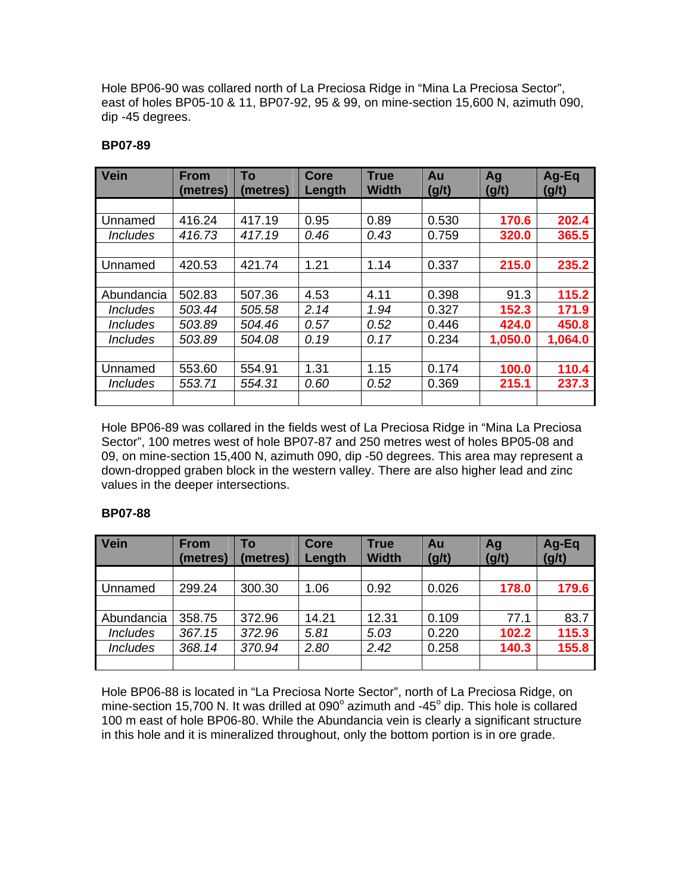Hole BP06-90 was collared north of La Preciosa Ridge in “Mina La Preciosa Sector”, east of holes BP05-10 & 11, BP07-92, 95 & 99, on mine-section 15,600 N, azimuth 090, dip -45 degrees.

**BP07-89**

| Vein | From (metres) | To (metres) | Core Length | True Width | Au (g/t) | Ag (g/t) | Ag-Eq (g/t) |
|---|---|---|---|---|---|---|---|
| | | | | | | | |
| Unnamed | 416.24 | 417.19 | 0.95 | 0.89 | 0.530 | **170.6** | **202.4** |
| *Includes* | *416.73* | *417.19* | *0.46* | *0.43* | 0.759 | **320.0** | **365.5** |
| | | | | | | | |
| Unnamed | 420.53 | 421.74 | 1.21 | 1.14 | 0.337 | **215.0** | **235.2** |
| | | | | | | | |
| Abundancia | 502.83 | 507.36 | 4.53 | 4.11 | 0.398 | 91.3 | **115.2** |
| *Includes* | *503.44* | *505.58* | *2.14* | *1.94* | 0.327 | **152.3** | **171.9** |
| *Includes* | *503.89* | *504.46* | *0.57* | *0.52* | 0.446 | **424.0** | **450.8** |
| *Includes* | *503.89* | *504.08* | *0.19* | *0.17* | 0.234 | **1,050.0** | **1,064.0** |
| | | | | | | | |
| Unnamed | 553.60 | 554.91 | 1.31 | 1.15 | 0.174 | **100.0** | **110.4** |
| *Includes* | *553.71* | *554.31* | *0.60* | *0.52* | 0.369 | **215.1** | **237.3** |
| | | | | | | | |

Hole BP06-89 was collared in the fields west of La Preciosa Ridge in “Mina La Preciosa Sector”, 100 metres west of hole BP07-87 and 250 metres west of holes BP05-08 and 09, on mine-section 15,400 N, azimuth 090, dip -50 degrees. This area may represent a down-dropped graben block in the western valley. There are also higher lead and zinc values in the deeper intersections.

**BP07-88**

| Vein | From (metres) | To (metres) | Core Length | True Width | Au (g/t) | Ag (g/t) | Ag-Eq (g/t) |
|---|---|---|---|---|---|---|---|
| | | | | | | | |
| Unnamed | 299.24 | 300.30 | 1.06 | 0.92 | 0.026 | **178.0** | **179.6** |
| | | | | | | | |
| Abundancia | 358.75 | 372.96 | 14.21 | 12.31 | 0.109 | 77.1 | 83.7 |
| *Includes* | *367.15* | *372.96* | *5.81* | *5.03* | 0.220 | **102.2** | **115.3** |
| *Includes* | *368.14* | *370.94* | *2.80* | *2.42* | 0.258 | **140.3** | **155.8** |
| | | | | | | | |

Hole BP06-88 is located in “La Preciosa Norte Sector”, north of La Preciosa Ridge, on mine-section 15,700 N. It was drilled at 090° azimuth and -45° dip. This hole is collared 100 m east of hole BP06-80. While the Abundancia vein is clearly a significant structure in this hole and it is mineralized throughout, only the bottom portion is in ore grade.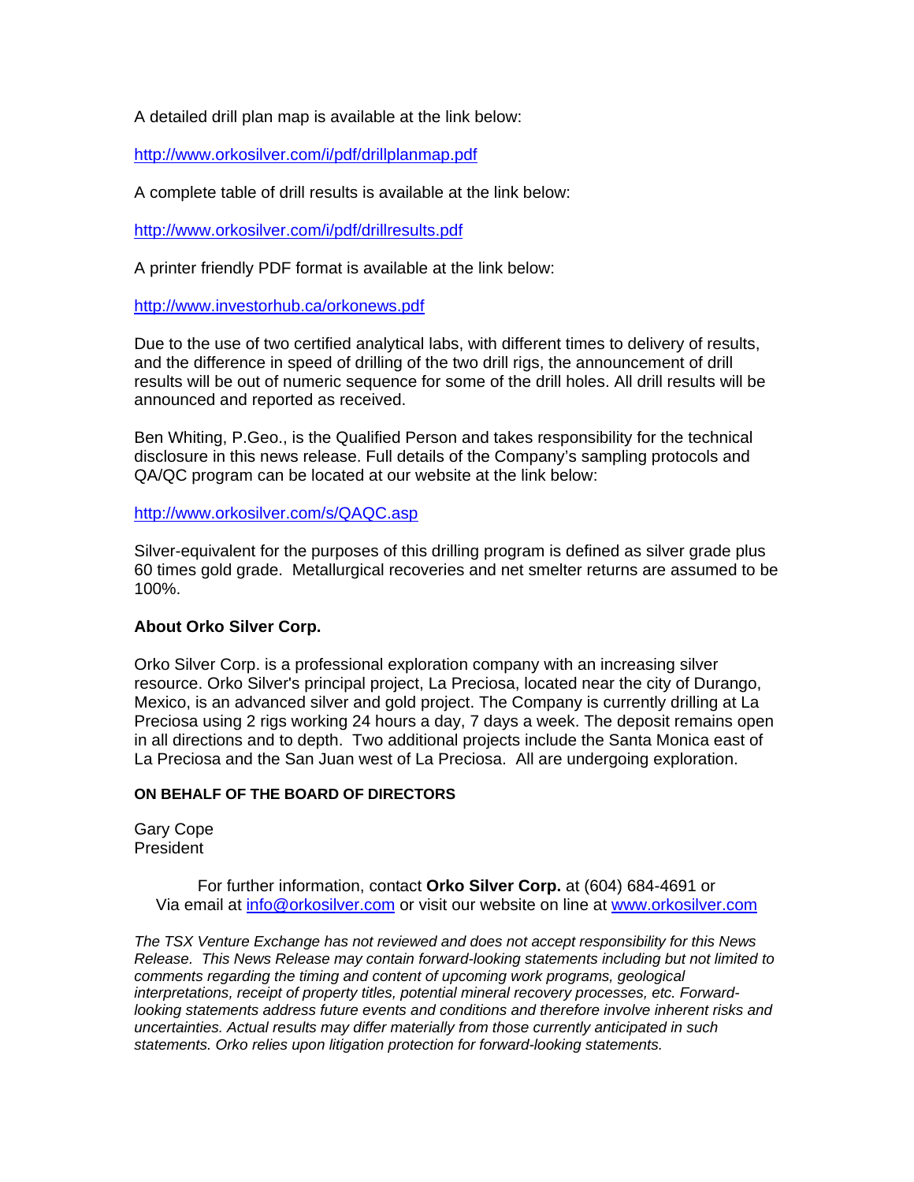A detailed drill plan map is available at the link below:

http://www.orkosilver.com/i/pdf/drillplanmap.pdf

A complete table of drill results is available at the link below:

http://www.orkosilver.com/i/pdf/drillresults.pdf

A printer friendly PDF format is available at the link below:

http://www.investorhub.ca/orkonews.pdf

Due to the use of two certified analytical labs, with different times to delivery of results, and the difference in speed of drilling of the two drill rigs, the announcement of drill results will be out of numeric sequence for some of the drill holes. All drill results will be announced and reported as received.

Ben Whiting, P.Geo., is the Qualified Person and takes responsibility for the technical disclosure in this news release. Full details of the Company's sampling protocols and QA/QC program can be located at our website at the link below:

http://www.orkosilver.com/s/QAQC.asp

Silver-equivalent for the purposes of this drilling program is defined as silver grade plus 60 times gold grade. Metallurgical recoveries and net smelter returns are assumed to be 100%.

**About Orko Silver Corp.**

Orko Silver Corp. is a professional exploration company with an increasing silver resource. Orko Silver's principal project, La Preciosa, located near the city of Durango, Mexico, is an advanced silver and gold project. The Company is currently drilling at La Preciosa using 2 rigs working 24 hours a day, 7 days a week. The deposit remains open in all directions and to depth. Two additional projects include the Santa Monica east of La Preciosa and the San Juan west of La Preciosa. All are undergoing exploration.

**ON BEHALF OF THE BOARD OF DIRECTORS**

Gary Cope
President

For further information, contact **Orko Silver Corp.** at (604) 684-4691 or
Via email at info@orkosilver.com or visit our website on line at www.orkosilver.com

*The TSX Venture Exchange has not reviewed and does not accept responsibility for this News Release. This News Release may contain forward-looking statements including but not limited to comments regarding the timing and content of upcoming work programs, geological interpretations, receipt of property titles, potential mineral recovery processes, etc. Forward-looking statements address future events and conditions and therefore involve inherent risks and uncertainties. Actual results may differ materially from those currently anticipated in such statements. Orko relies upon litigation protection for forward-looking statements.*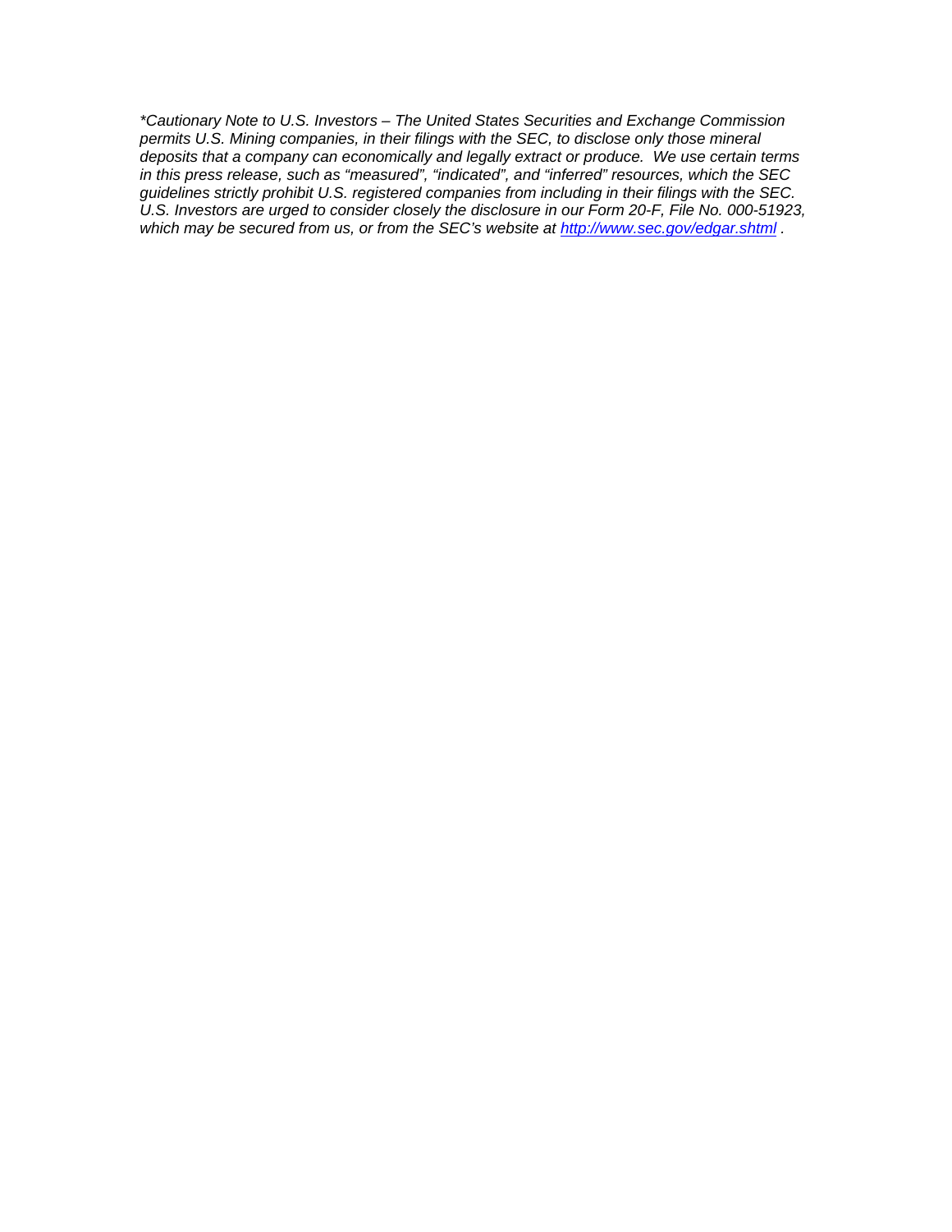*\*Cautionary Note to U.S. Investors – The United States Securities and Exchange Commission permits U.S. Mining companies, in their filings with the SEC, to disclose only those mineral deposits that a company can economically and legally extract or produce. We use certain terms in this press release, such as "measured", "indicated", and "inferred" resources, which the SEC guidelines strictly prohibit U.S. registered companies from including in their filings with the SEC. U.S. Investors are urged to consider closely the disclosure in our Form 20-F, File No. 000-51923, which may be secured from us, or from the SEC's website at [http://www.sec.gov/edgar.shtml](http://www.sec.gov/edgar.shtml) .*